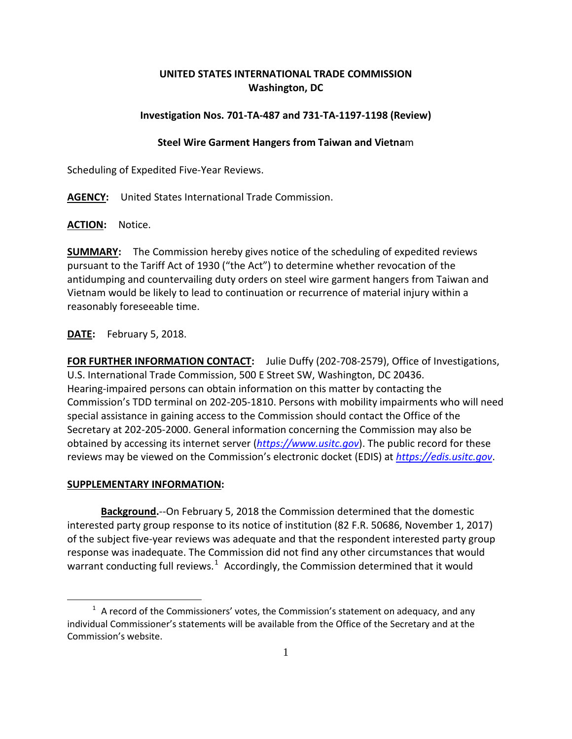**UNITED STATES INTERNATIONAL TRADE COMMISSION**
**Washington, DC**

**Investigation Nos. 701-TA-487 and 731-TA-1197-1198 (Review)**

**Steel Wire Garment Hangers from Taiwan and Vietnam**

Scheduling of Expedited Five-Year Reviews.

**AGENCY:** United States International Trade Commission.

**ACTION:** Notice.

**SUMMARY:** The Commission hereby gives notice of the scheduling of expedited reviews pursuant to the Tariff Act of 1930 ("the Act") to determine whether revocation of the antidumping and countervailing duty orders on steel wire garment hangers from Taiwan and Vietnam would be likely to lead to continuation or recurrence of material injury within a reasonably foreseeable time.

**DATE:** February 5, 2018.

**FOR FURTHER INFORMATION CONTACT:** Julie Duffy (202-708-2579), Office of Investigations, U.S. International Trade Commission, 500 E Street SW, Washington, DC 20436. Hearing-impaired persons can obtain information on this matter by contacting the Commission's TDD terminal on 202-205-1810. Persons with mobility impairments who will need special assistance in gaining access to the Commission should contact the Office of the Secretary at 202-205-2000. General information concerning the Commission may also be obtained by accessing its internet server (*https://www.usitc.gov*). The public record for these reviews may be viewed on the Commission's electronic docket (EDIS) at *https://edis.usitc.gov*.

**SUPPLEMENTARY INFORMATION:**

**Background.**--On February 5, 2018 the Commission determined that the domestic interested party group response to its notice of institution (82 F.R. 50686, November 1, 2017) of the subject five-year reviews was adequate and that the respondent interested party group response was inadequate. The Commission did not find any other circumstances that would warrant conducting full reviews.[1] Accordingly, the Commission determined that it would

[1] A record of the Commissioners' votes, the Commission's statement on adequacy, and any individual Commissioner's statements will be available from the Office of the Secretary and at the Commission's website.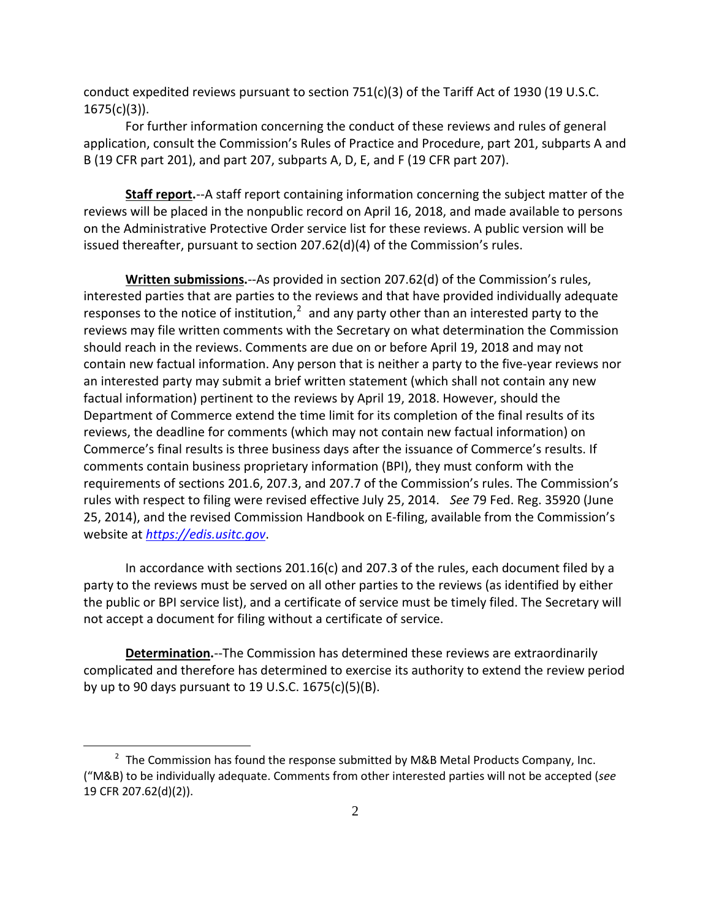conduct expedited reviews pursuant to section 751(c)(3) of the Tariff Act of 1930 (19 U.S.C. 1675(c)(3)).

For further information concerning the conduct of these reviews and rules of general application, consult the Commission's Rules of Practice and Procedure, part 201, subparts A and B (19 CFR part 201), and part 207, subparts A, D, E, and F (19 CFR part 207).

**Staff report.**--A staff report containing information concerning the subject matter of the reviews will be placed in the nonpublic record on April 16, 2018, and made available to persons on the Administrative Protective Order service list for these reviews. A public version will be issued thereafter, pursuant to section 207.62(d)(4) of the Commission's rules.

**Written submissions.**--As provided in section 207.62(d) of the Commission's rules, interested parties that are parties to the reviews and that have provided individually adequate responses to the notice of institution,[2] and any party other than an interested party to the reviews may file written comments with the Secretary on what determination the Commission should reach in the reviews. Comments are due on or before April 19, 2018 and may not contain new factual information. Any person that is neither a party to the five-year reviews nor an interested party may submit a brief written statement (which shall not contain any new factual information) pertinent to the reviews by April 19, 2018. However, should the Department of Commerce extend the time limit for its completion of the final results of its reviews, the deadline for comments (which may not contain new factual information) on Commerce's final results is three business days after the issuance of Commerce's results. If comments contain business proprietary information (BPI), they must conform with the requirements of sections 201.6, 207.3, and 207.7 of the Commission's rules. The Commission's rules with respect to filing were revised effective July 25, 2014. *See* 79 Fed. Reg. 35920 (June 25, 2014), and the revised Commission Handbook on E-filing, available from the Commission's website at https://edis.usitc.gov.

In accordance with sections 201.16(c) and 207.3 of the rules, each document filed by a party to the reviews must be served on all other parties to the reviews (as identified by either the public or BPI service list), and a certificate of service must be timely filed. The Secretary will not accept a document for filing without a certificate of service.

**Determination.**--The Commission has determined these reviews are extraordinarily complicated and therefore has determined to exercise its authority to extend the review period by up to 90 days pursuant to 19 U.S.C. 1675(c)(5)(B).

[2] The Commission has found the response submitted by M&B Metal Products Company, Inc. ("M&B) to be individually adequate. Comments from other interested parties will not be accepted (*see* 19 CFR 207.62(d)(2)).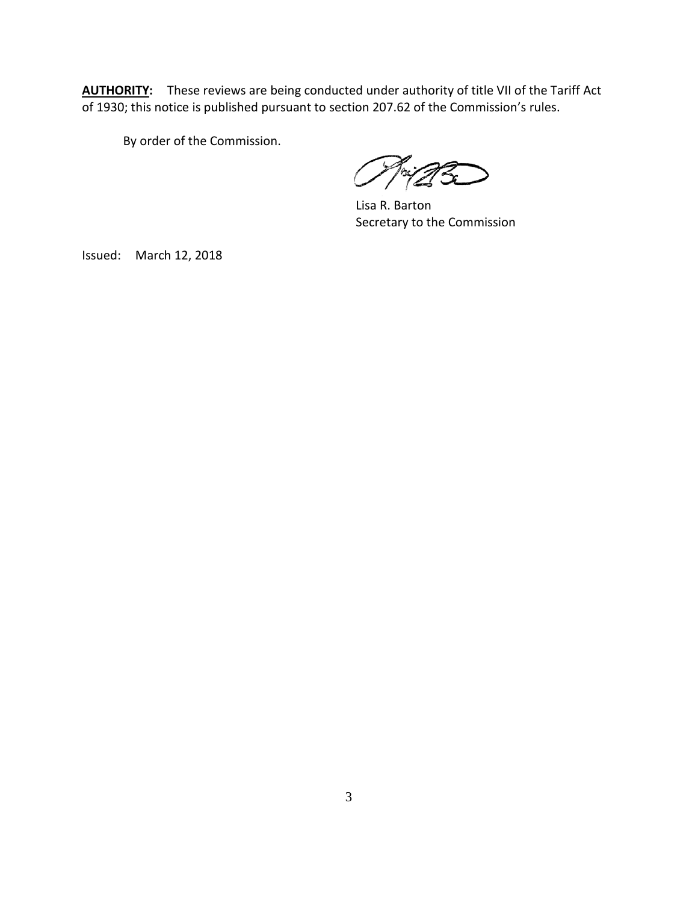**AUTHORITY:** These reviews are being conducted under authority of title VII of the Tariff Act of 1930; this notice is published pursuant to section 207.62 of the Commission's rules.

By order of the Commission.

Lisa R. Barton
Secretary to the Commission

Issued: March 12, 2018